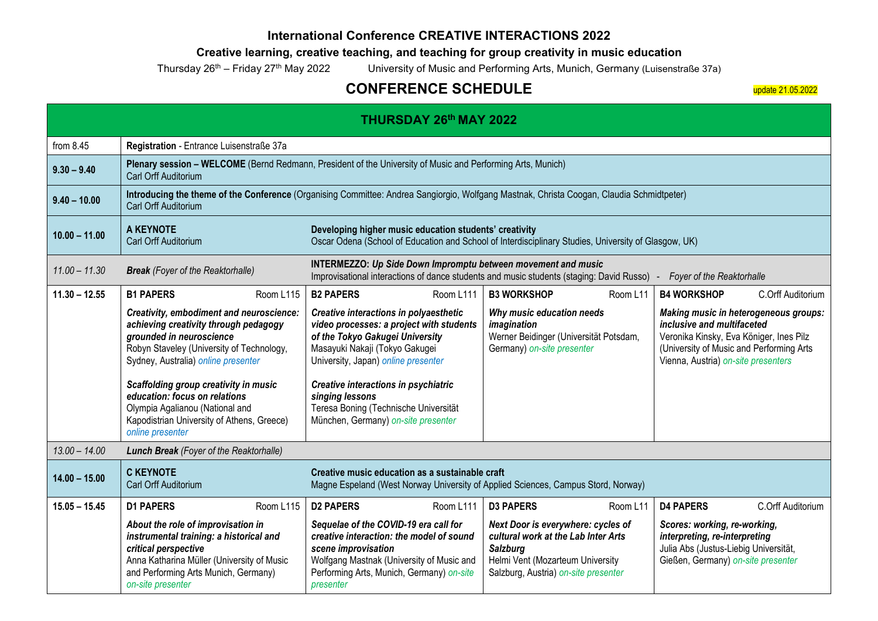**International Conference CREATIVE INTERACTIONS 2022**

**Creative learning, creative teaching, and teaching for group creativity in music education**

Thursday 26th – Friday 27th May 2022 University of Music and Performing Arts, Munich, Germany (Luisenstraße 37a)

# CONFERENCE SCHEDULE

update 21.05.2022

| **THURSDAY 26th MAY 2022** | | | | |
|---|---|---|---|---|
| from 8.45 | **Registration** - Entrance Luisenstraße 37a | | | |
| **9.30 – 9.40** | **Plenary session – WELCOME** (Bernd Redmann, President of the University of Music and Performing Arts, Munich) Carl Orff Auditorium | | | |
| **9.40 – 10.00** | **Introducing the theme of the Conference** (Organising Committee: Andrea Sangiorgio, Wolfgang Mastnak, Christa Coogan, Claudia Schmidtpeter) Carl Orff Auditorium | | | |
| **10.00 – 11.00** | **A KEYNOTE** Carl Orff Auditorium | **Developing higher music education students' creativity** Oscar Odena (School of Education and School of Interdisciplinary Studies, University of Glasgow, UK) | | |
| *11.00 – 11.30* | ***Break*** *(Foyer of the Reaktorhalle)* | **INTERMEZZO:** ***Up Side Down Impromptu between movement and music*** Improvisational interactions of dance students and music students (staging: David Russo) - *Foyer of the Reaktorhalle* | | |
| **11.30 – 12.55** | **B1 PAPERS** Room L115<br><br>***Creativity, embodiment and neuroscience: achieving creativity through pedagogy grounded in neuroscience*** Robyn Staveley (University of Technology, Sydney, Australia) *online presenter*<br><br>***Scaffolding group creativity in music education: focus on relations*** Olympia Agalianou (National and Kapodistrian University of Athens, Greece) *online presenter* | **B2 PAPERS** Room L111<br><br>***Creative interactions in polyaesthetic video processes: a project with students of the Tokyo Gakugei University*** Masayuki Nakaji (Tokyo Gakugei University, Japan) *online presenter*<br><br>***Creative interactions in psychiatric singing lessons*** Teresa Boning (Technische Universität München, Germany) *on-site presenter* | **B3 WORKSHOP** Room L11<br><br>***Why music education needs imagination*** Werner Beidinger (Universität Potsdam, Germany) *on-site presenter* | **B4 WORKSHOP** C.Orff Auditorium<br><br>***Making music in heterogeneous groups: inclusive and multifaceted*** Veronika Kinsky, Eva Königer, Ines Pilz (University of Music and Performing Arts Vienna, Austria) *on-site presenters* |
| *13.00 – 14.00* | ***Lunch Break*** *(Foyer of the Reaktorhalle)* | | | |
| **14.00 – 15.00** | **C KEYNOTE** Carl Orff Auditorium | **Creative music education as a sustainable craft** Magne Espeland (West Norway University of Applied Sciences, Campus Stord, Norway) | | |
| **15.05 – 15.45** | **D1 PAPERS** Room L115<br><br>***About the role of improvisation in instrumental training: a historical and critical perspective*** Anna Katharina Müller (University of Music and Performing Arts Munich, Germany) *on-site presenter* | **D2 PAPERS** Room L111<br><br>***Sequelae of the COVID-19 era call for creative interaction: the model of sound scene improvisation*** Wolfgang Mastnak (University of Music and Performing Arts, Munich, Germany) *on-site presenter* | **D3 PAPERS** Room L11<br><br>***Next Door is everywhere: cycles of cultural work at the Lab Inter Arts Salzburg*** Helmi Vent (Mozarteum University Salzburg, Austria) *on-site presenter* | **D4 PAPERS** C.Orff Auditorium<br><br>***Scores: working, re-working, interpreting, re-interpreting*** Julia Abs (Justus-Liebig Universität, Gießen, Germany) *on-site presenter* |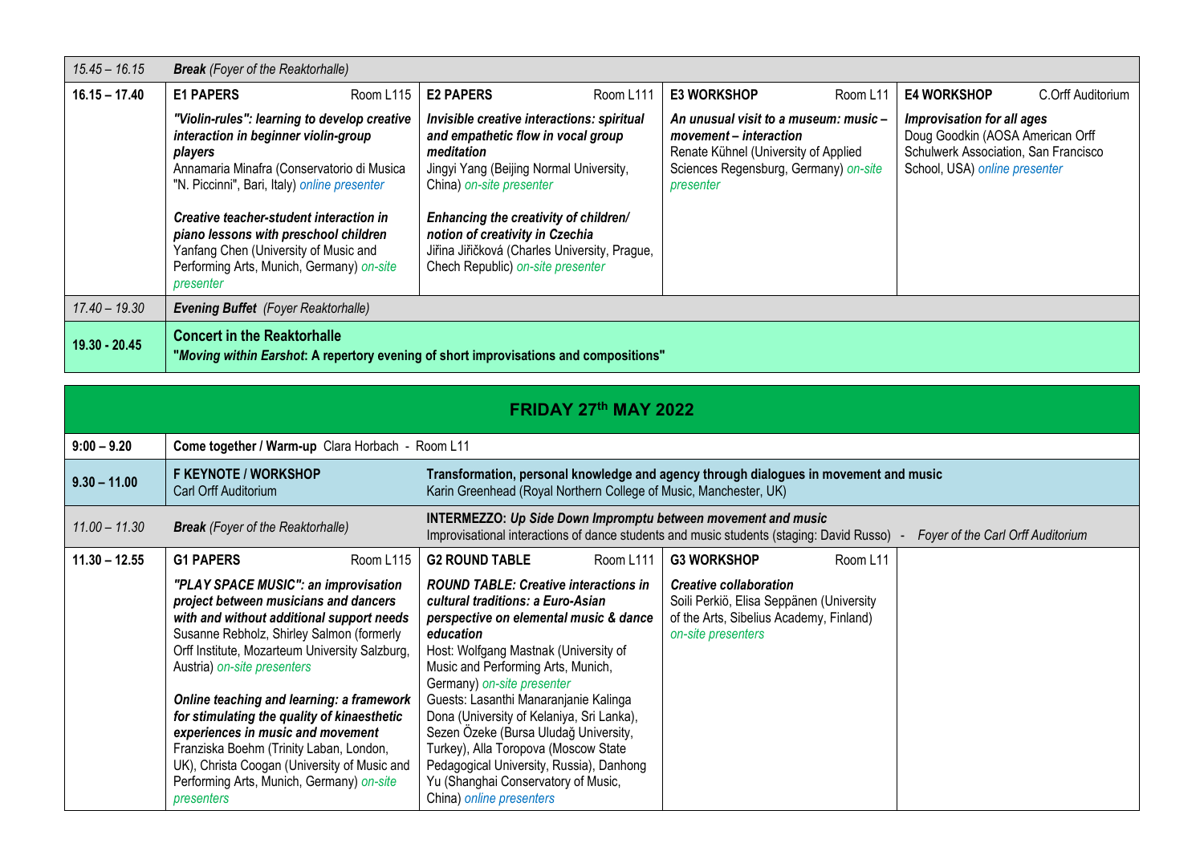| Time | | | | |
|---|---|---|---|---|
| *15.45 – 16.15* | ***Break*** *(Foyer of the Reaktorhalle)* | | | |
| **16.15 – 17.40** | **E1 PAPERS** Room L115<br><br>***"Violin-rules": learning to develop creative interaction in beginner violin-group players***<br>Annamaria Minafra (Conservatorio di Musica "N. Piccinni", Bari, Italy) *online presenter*<br><br>***Creative teacher-student interaction in piano lessons with preschool children***<br>Yanfang Chen (University of Music and Performing Arts, Munich, Germany) *on-site presenter* | **E2 PAPERS** Room L111<br><br>***Invisible creative interactions: spiritual and empathetic flow in vocal group meditation***<br>Jingyi Yang (Beijing Normal University, China) *on-site presenter*<br><br>***Enhancing the creativity of children/ notion of creativity in Czechia***<br>Jiřina Jiřičková (Charles University, Prague, Chech Republic) *on-site presenter* | **E3 WORKSHOP** Room L11<br><br>***An unusual visit to a museum: music – movement – interaction***<br>Renate Kühnel (University of Applied Sciences Regensburg, Germany) *on-site presenter* | **E4 WORKSHOP** C.Orff Auditorium<br><br>***Improvisation for all ages***<br>Doug Goodkin (AOSA American Orff Schulwerk Association, San Francisco School, USA) *online presenter* |
| *17.40 – 19.30* | ***Evening Buffet*** *(Foyer Reaktorhalle)* | | | |
| **19.30 - 20.45** | **Concert in the Reaktorhalle**<br>**"*Moving within Earshot*: A repertory evening of short improvisations and compositions"** | | | |

## FRIDAY 27th MAY 2022

| Time | | | | |
|---|---|---|---|---|
| **9:00 – 9.20** | **Come together / Warm-up** Clara Horbach - Room L11 | | | |
| **9.30 – 11.00** | **F KEYNOTE / WORKSHOP**<br>Carl Orff Auditorium | **Transformation, personal knowledge and agency through dialogues in movement and music**<br>Karin Greenhead (Royal Northern College of Music, Manchester, UK) | | |
| *11.00 – 11.30* | ***Break*** *(Foyer of the Reaktorhalle)* | **INTERMEZZO: *Up Side Down Impromptu between movement and music***<br>Improvisational interactions of dance students and music students (staging: David Russo) - *Foyer of the Carl Orff Auditorium* | | |
| **11.30 – 12.55** | **G1 PAPERS** Room L115<br><br>***"PLAY SPACE MUSIC": an improvisation project between musicians and dancers with and without additional support needs***<br>Susanne Rebholz, Shirley Salmon (formerly Orff Institute, Mozarteum University Salzburg, Austria) *on-site presenters*<br><br>***Online teaching and learning: a framework for stimulating the quality of kinaesthetic experiences in music and movement***<br>Franziska Boehm (Trinity Laban, London, UK), Christa Coogan (University of Music and Performing Arts, Munich, Germany) *on-site presenters* | **G2 ROUND TABLE** Room L111<br><br>***ROUND TABLE: Creative interactions in cultural traditions: a Euro-Asian perspective on elemental music & dance education***<br>Host: Wolfgang Mastnak (University of Music and Performing Arts, Munich, Germany) *on-site presenter*<br>Guests: Lasanthi Manaranjanie Kalinga Dona (University of Kelaniya, Sri Lanka), Sezen Özeke (Bursa Uludağ University, Turkey), Alla Toropova (Moscow State Pedagogical University, Russia), Danhong Yu (Shanghai Conservatory of Music, China) *online presenters* | **G3 WORKSHOP** Room L11<br><br>***Creative collaboration***<br>Soili Perkiö, Elisa Seppänen (University of the Arts, Sibelius Academy, Finland) *on-site presenters* | |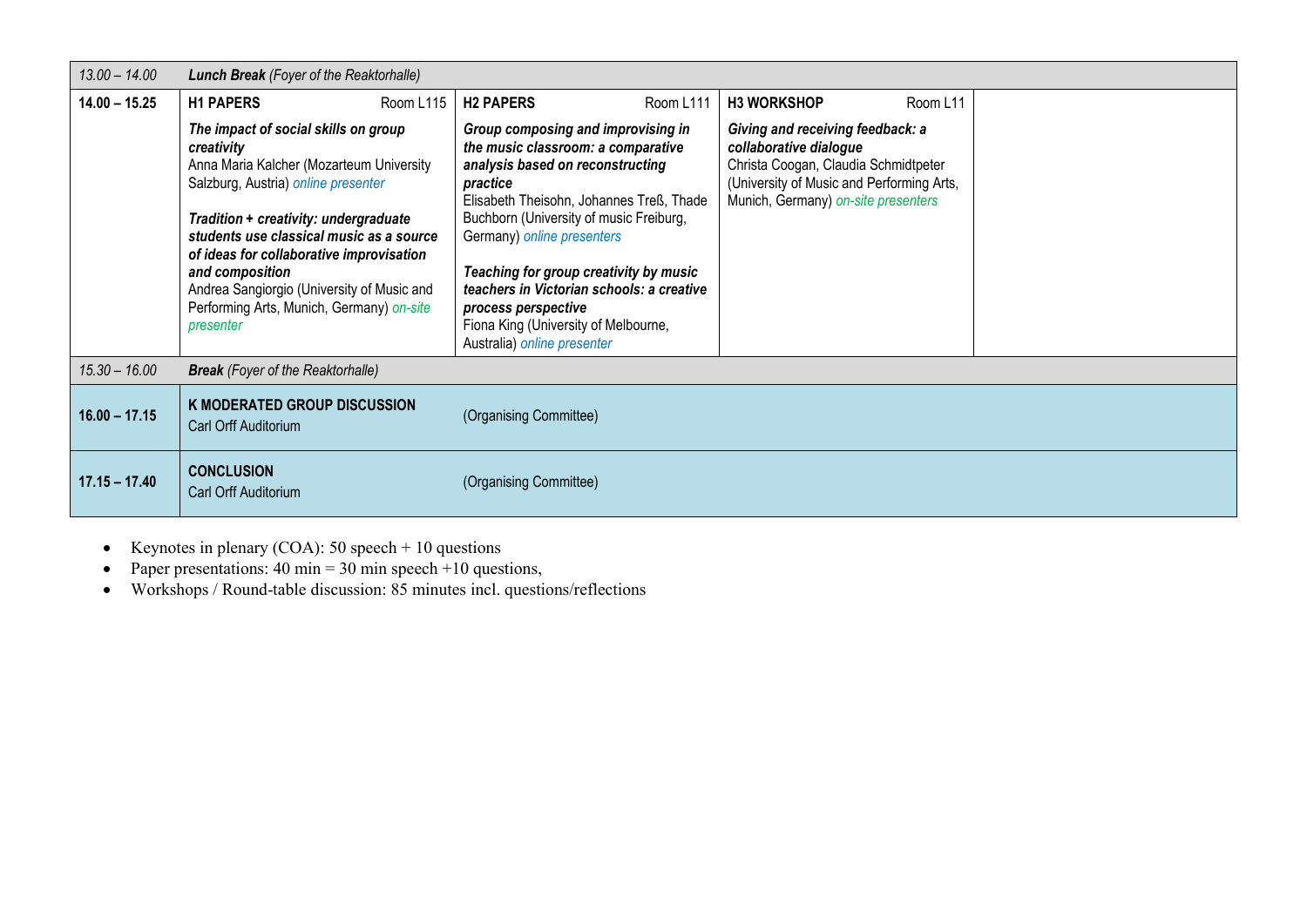| | | | | |
|---|---|---|---|---|
| *13.00 – 14.00* | ***Lunch Break*** *(Foyer of the Reaktorhalle)* | | | |
| **14.00 – 15.25** | **H1 PAPERS** Room L115<br><br>***The impact of social skills on group creativity***<br>Anna Maria Kalcher (Mozarteum University Salzburg, Austria) *online presenter*<br><br>***Tradition + creativity: undergraduate students use classical music as a source of ideas for collaborative improvisation and composition***<br>Andrea Sangiorgio (University of Music and Performing Arts, Munich, Germany) *on-site presenter* | **H2 PAPERS** Room L111<br><br>***Group composing and improvising in the music classroom: a comparative analysis based on reconstructing practice***<br>Elisabeth Theisohn, Johannes Treß, Thade Buchborn (University of music Freiburg, Germany) *online presenters*<br><br>***Teaching for group creativity by music teachers in Victorian schools: a creative process perspective***<br>Fiona King (University of Melbourne, Australia) *online presenter* | **H3 WORKSHOP** Room L11<br><br>***Giving and receiving feedback: a collaborative dialogue***<br>Christa Coogan, Claudia Schmidtpeter (University of Music and Performing Arts, Munich, Germany) *on-site presenters* | |
| *15.30 – 16.00* | ***Break*** *(Foyer of the Reaktorhalle)* | | | |
| **16.00 – 17.15** | **K MODERATED GROUP DISCUSSION**<br>Carl Orff Auditorium | (Organising Committee) | | |
| **17.15 – 17.40** | **CONCLUSION**<br>Carl Orff Auditorium | (Organising Committee) | | |

- Keynotes in plenary (COA): 50 speech + 10 questions
- Paper presentations: 40 min = 30 min speech +10 questions,
- Workshops / Round-table discussion: 85 minutes incl. questions/reflections